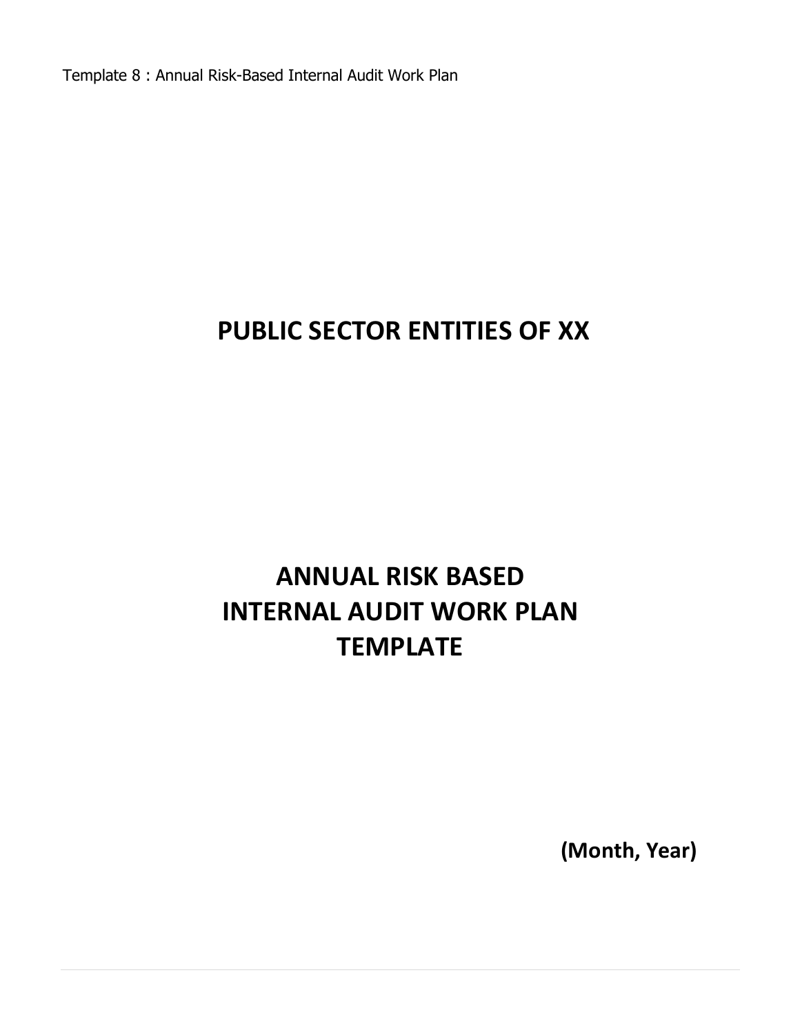Template 8 : Annual Risk-Based Internal Audit Work Plan

# PUBLIC SECTOR ENTITIES OF XX

# ANNUAL RISK BASED INTERNAL AUDIT WORK PLAN TEMPLATE

**(Month, Year)**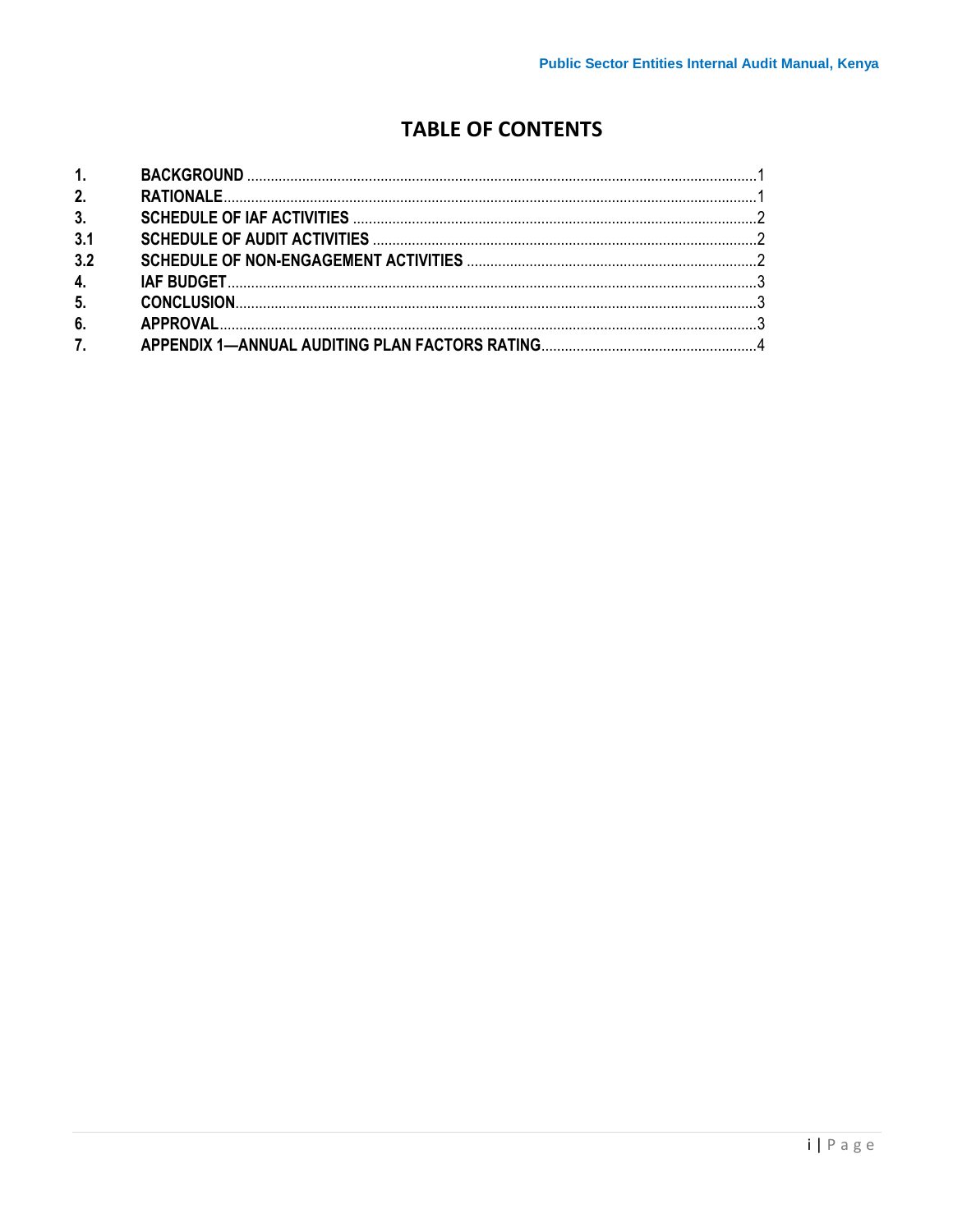# TABLE OF CONTENTS

| | | |
|---|---|---|
| 1. | BACKGROUND | 1 |
| 2. | RATIONALE | 1 |
| 3. | SCHEDULE OF IAF ACTIVITIES | 2 |
| 3.1 | SCHEDULE OF AUDIT ACTIVITIES | 2 |
| 3.2 | SCHEDULE OF NON-ENGAGEMENT ACTIVITIES | 2 |
| 4. | IAF BUDGET | 3 |
| 5. | CONCLUSION | 3 |
| 6. | APPROVAL | 3 |
| 7. | APPENDIX 1—ANNUAL AUDITING PLAN FACTORS RATING | 4 |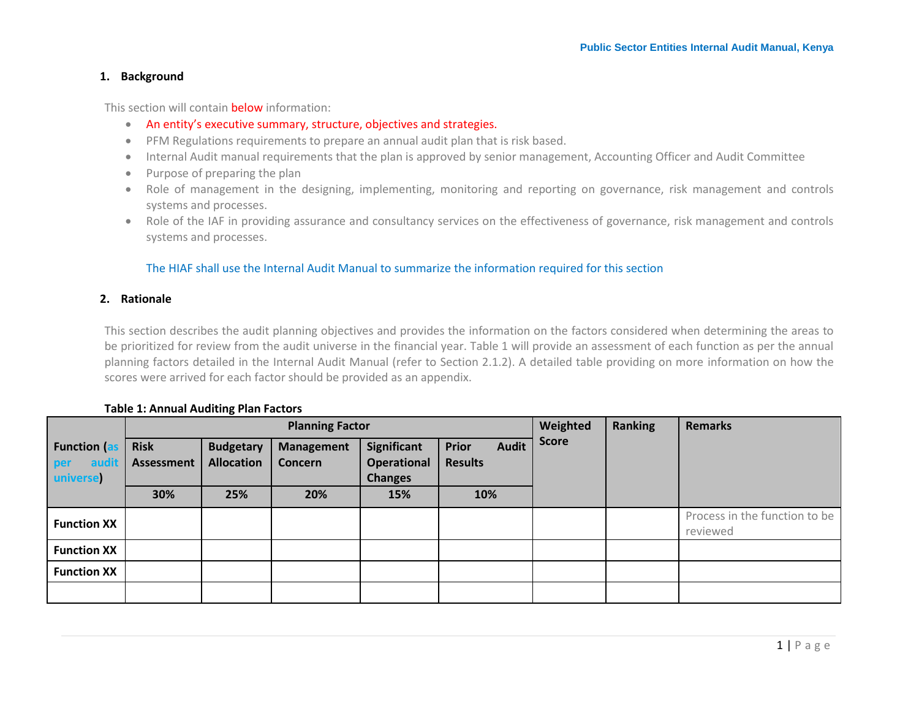## 1. Background

This section will contain below information:

- An entity's executive summary, structure, objectives and strategies.
- PFM Regulations requirements to prepare an annual audit plan that is risk based.
- Internal Audit manual requirements that the plan is approved by senior management, Accounting Officer and Audit Committee
- Purpose of preparing the plan
- Role of management in the designing, implementing, monitoring and reporting on governance, risk management and controls systems and processes.
- Role of the IAF in providing assurance and consultancy services on the effectiveness of governance, risk management and controls systems and processes.

The HIAF shall use the Internal Audit Manual to summarize the information required for this section

## 2. Rationale

This section describes the audit planning objectives and provides the information on the factors considered when determining the areas to be prioritized for review from the audit universe in the financial year. Table 1 will provide an assessment of each function as per the annual planning factors detailed in the Internal Audit Manual (refer to Section 2.1.2). A detailed table providing on more information on how the scores were arrived for each factor should be provided as an appendix.

**Table 1: Annual Auditing Plan Factors**

| Function (as per audit universe) | Planning Factor | | | | | Weighted Score | Ranking | Remarks |
|---|---|---|---|---|---|---|---|---|
| | Risk Assessment | Budgetary Allocation | Management Concern | Significant Operational Changes | Prior Audit Results | | | |
| | 30% | 25% | 20% | 15% | 10% | | | |
| Function XX | | | | | | | | Process in the function to be reviewed |
| Function XX | | | | | | | | |
| Function XX | | | | | | | | |
| | | | | | | | | |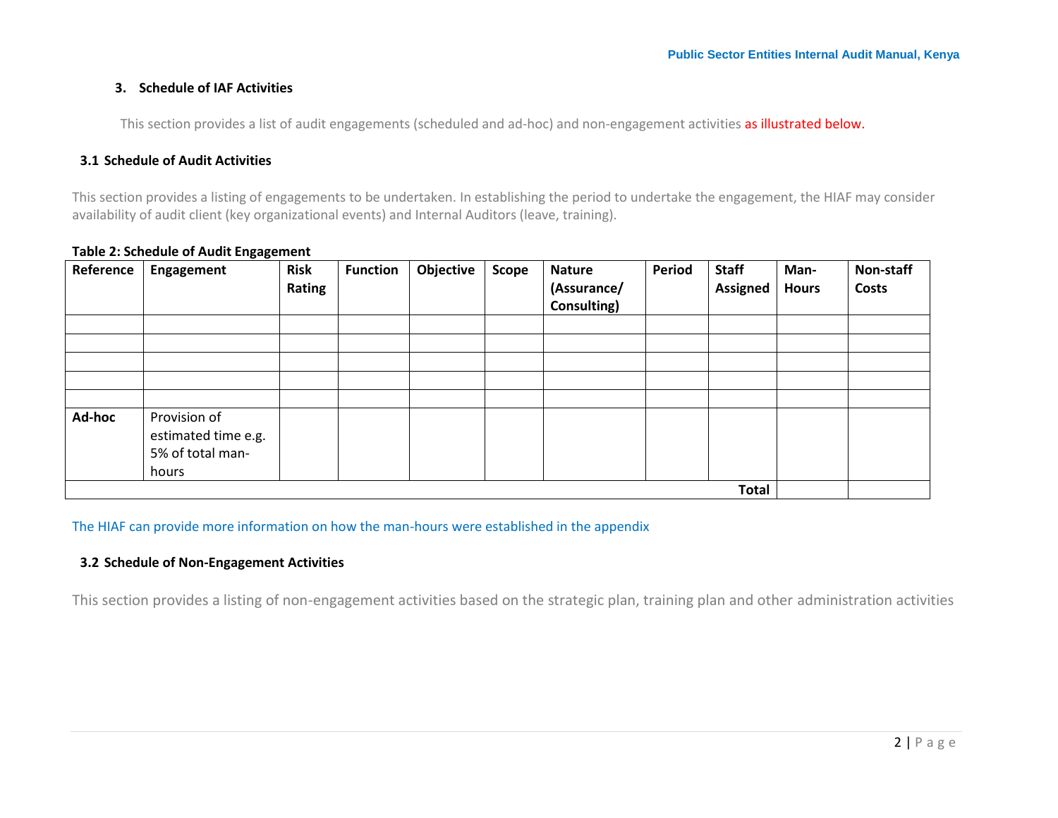### 3. Schedule of IAF Activities

This section provides a list of audit engagements (scheduled and ad-hoc) and non-engagement activities as illustrated below.

#### 3.1 Schedule of Audit Activities

This section provides a listing of engagements to be undertaken. In establishing the period to undertake the engagement, the HIAF may consider availability of audit client (key organizational events) and Internal Auditors (leave, training).

**Table 2: Schedule of Audit Engagement**

| Reference | Engagement | Risk Rating | Function | Objective | Scope | Nature (Assurance/ Consulting) | Period | Staff Assigned | Man-Hours | Non-staff Costs |
|---|---|---|---|---|---|---|---|---|---|---|
| | | | | | | | | | | |
| | | | | | | | | | | |
| | | | | | | | | | | |
| | | | | | | | | | | |
| | | | | | | | | | | |
| **Ad-hoc** | Provision of estimated time e.g. 5% of total man-hours | | | | | | | | | |
| | | | | | | | | **Total** | | |

The HIAF can provide more information on how the man-hours were established in the appendix

#### 3.2 Schedule of Non-Engagement Activities

This section provides a listing of non-engagement activities based on the strategic plan, training plan and other administration activities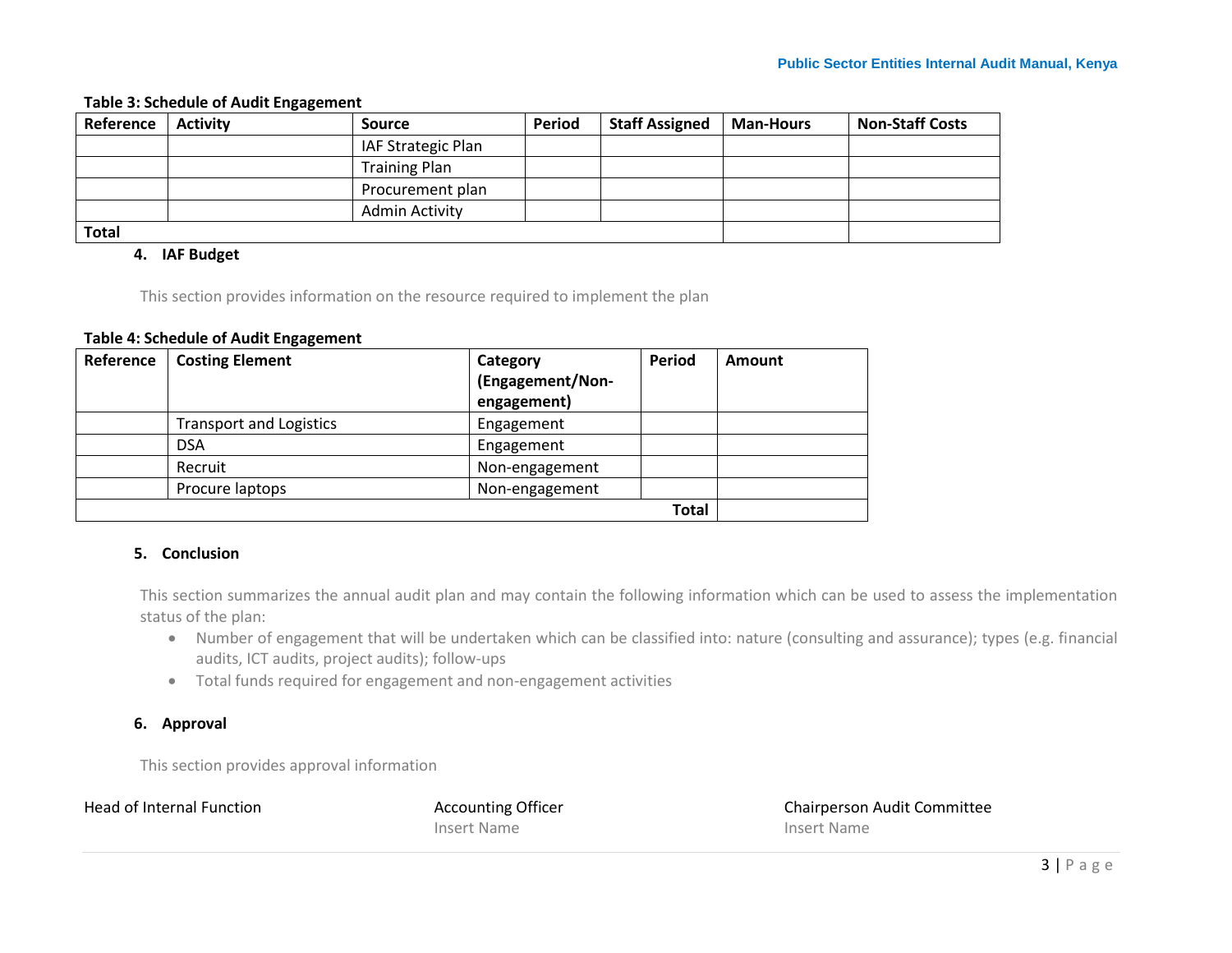**Table 3: Schedule of Audit Engagement**

| Reference | Activity | Source | Period | Staff Assigned | Man-Hours | Non-Staff Costs |
|---|---|---|---|---|---|---|
| | | IAF Strategic Plan | | | | |
| | | Training Plan | | | | |
| | | Procurement plan | | | | |
| | | Admin Activity | | | | |
| **Total** | | | | | | |

## 4. IAF Budget

This section provides information on the resource required to implement the plan

**Table 4: Schedule of Audit Engagement**

| Reference | Costing Element | Category (Engagement/Non-engagement) | Period | Amount |
|---|---|---|---|---|
| | Transport and Logistics | Engagement | | |
| | DSA | Engagement | | |
| | Recruit | Non-engagement | | |
| | Procure laptops | Non-engagement | | |
| | | | **Total** | |

## 5. Conclusion

This section summarizes the annual audit plan and may contain the following information which can be used to assess the implementation status of the plan:

- Number of engagement that will be undertaken which can be classified into: nature (consulting and assurance); types (e.g. financial audits, ICT audits, project audits); follow-ups
- Total funds required for engagement and non-engagement activities

## 6. Approval

This section provides approval information

Head of Internal Function

Accounting Officer
Insert Name

Chairperson Audit Committee
Insert Name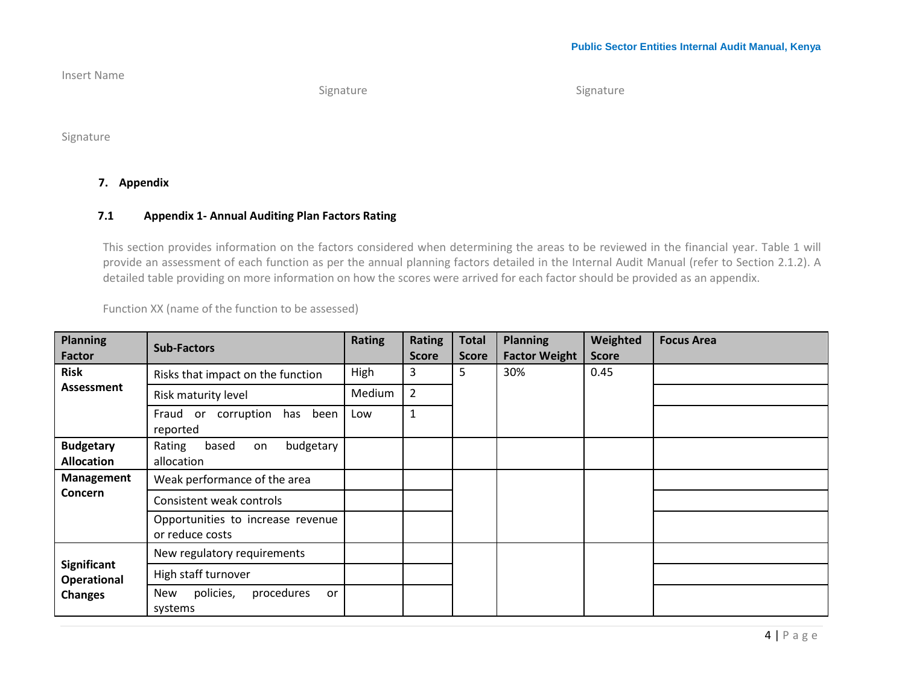Insert Name

Signature

Signature

Signature

## 7. Appendix

### 7.1 Appendix 1- Annual Auditing Plan Factors Rating

This section provides information on the factors considered when determining the areas to be reviewed in the financial year. Table 1 will provide an assessment of each function as per the annual planning factors detailed in the Internal Audit Manual (refer to Section 2.1.2). A detailed table providing on more information on how the scores were arrived for each factor should be provided as an appendix.

Function XX (name of the function to be assessed)

| Planning Factor | Sub-Factors | Rating | Rating Score | Total Score | Planning Factor Weight | Weighted Score | Focus Area |
|---|---|---|---|---|---|---|---|
| **Risk Assessment** | Risks that impact on the function | High | 3 | 5 | 30% | 0.45 | |
| | Risk maturity level | Medium | 2 | | | | |
| | Fraud or corruption has been reported | Low | 1 | | | | |
| **Budgetary Allocation** | Rating based on budgetary allocation | | | | | | |
| **Management Concern** | Weak performance of the area | | | | | | |
| | Consistent weak controls | | | | | | |
| | Opportunities to increase revenue or reduce costs | | | | | | |
| **Significant Operational Changes** | New regulatory requirements | | | | | | |
| | High staff turnover | | | | | | |
| | New policies, procedures or systems | | | | | | |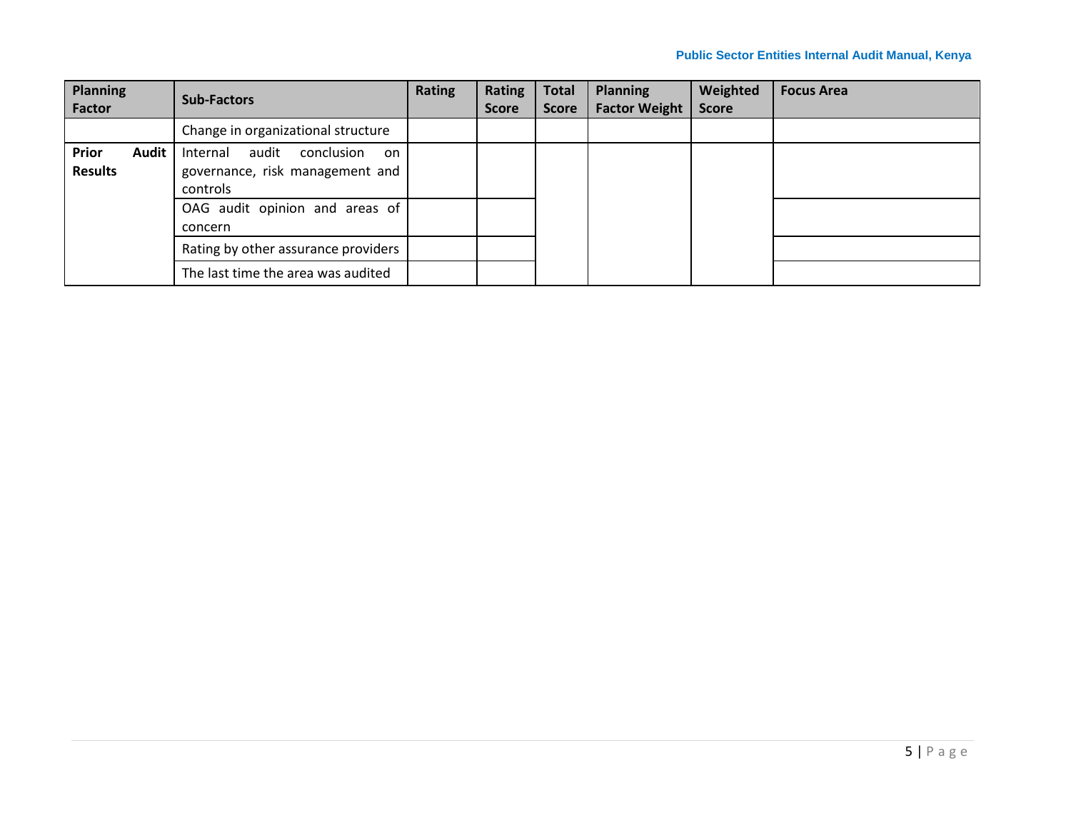| Planning Factor | Sub-Factors | Rating | Rating Score | Total Score | Planning Factor Weight | Weighted Score | Focus Area |
|---|---|---|---|---|---|---|---|
| | Change in organizational structure | | | | | | |
| **Prior Audit Results** | Internal audit conclusion on governance, risk management and controls | | | | | | |
| | OAG audit opinion and areas of concern | | | | | | |
| | Rating by other assurance providers | | | | | | |
| | The last time the area was audited | | | | | | |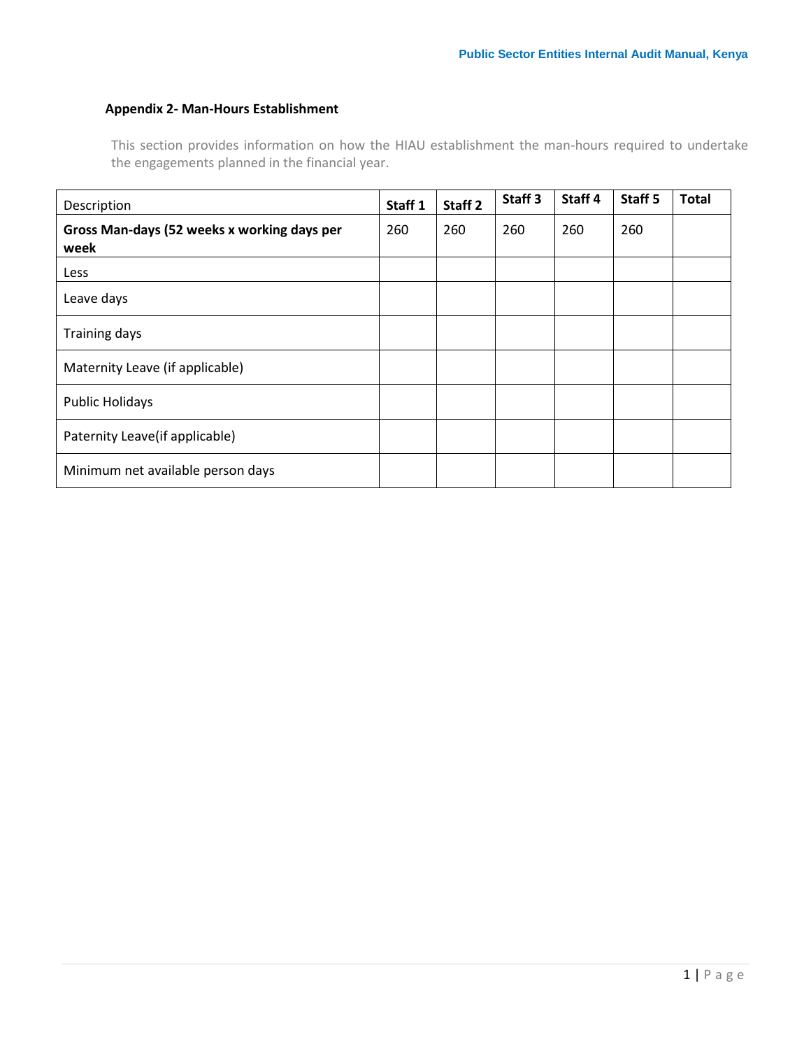**Appendix 2- Man-Hours Establishment**

This section provides information on how the HIAU establishment the man-hours required to undertake the engagements planned in the financial year.

| Description | Staff 1 | Staff 2 | Staff 3 | Staff 4 | Staff 5 | Total |
|---|---|---|---|---|---|---|
| **Gross Man-days (52 weeks x working days per week** | 260 | 260 | 260 | 260 | 260 | |
| Less | | | | | | |
| Leave days | | | | | | |
| Training days | | | | | | |
| Maternity Leave (if applicable) | | | | | | |
| Public Holidays | | | | | | |
| Paternity Leave(if applicable) | | | | | | |
| Minimum net available person days | | | | | | |